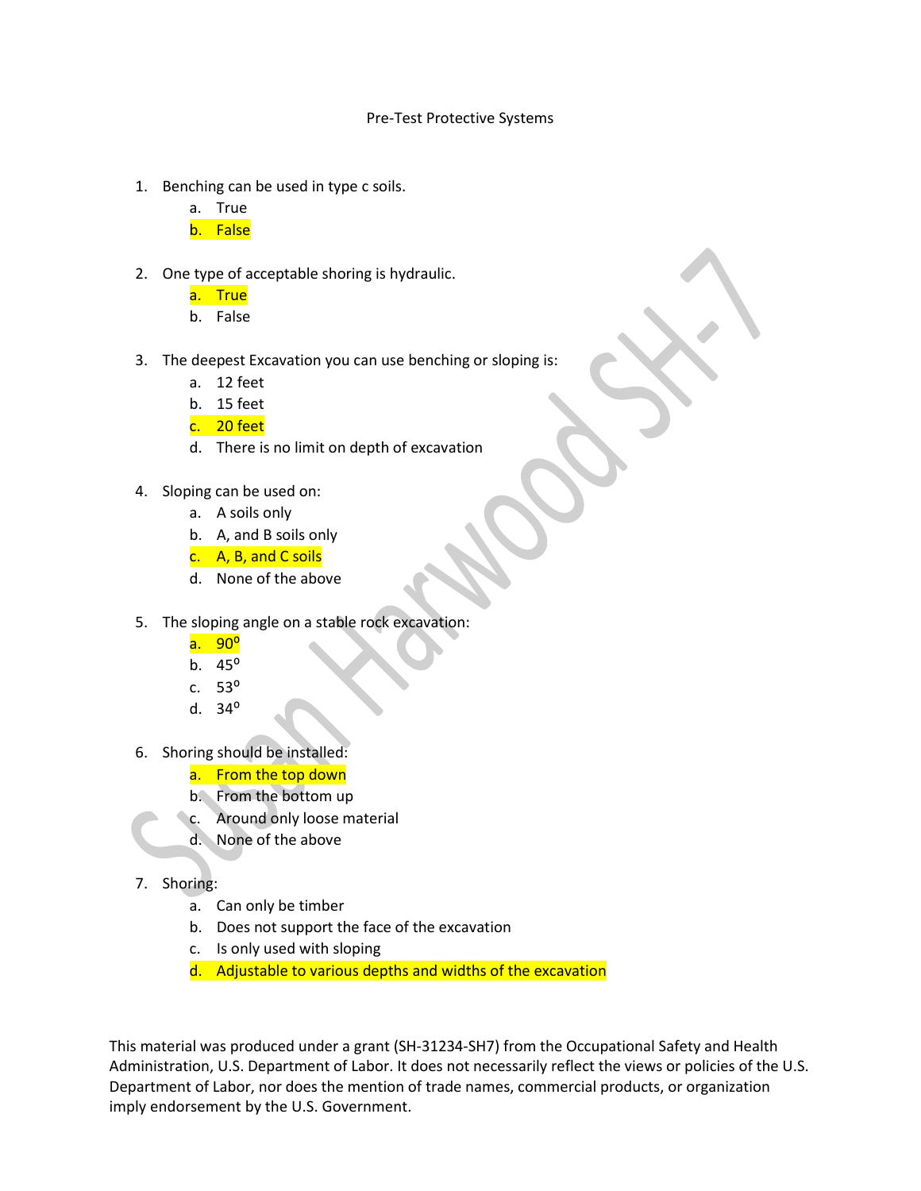Pre-Test Protective Systems

1. Benching can be used in type c soils.
   a. True
   b. False

2. One type of acceptable shoring is hydraulic.
   a. True
   b. False

3. The deepest Excavation you can use benching or sloping is:
   a. 12 feet
   b. 15 feet
   c. 20 feet
   d. There is no limit on depth of excavation

4. Sloping can be used on:
   a. A soils only
   b. A, and B soils only
   c. A, B, and C soils
   d. None of the above

5. The sloping angle on a stable rock excavation:
   a. $90^o$
   b. $45^o$
   c. $53^o$
   d. $34^o$

6. Shoring should be installed:
   a. From the top down
   b. From the bottom up
   c. Around only loose material
   d. None of the above

7. Shoring:
   a. Can only be timber
   b. Does not support the face of the excavation
   c. Is only used with sloping
   d. Adjustable to various depths and widths of the excavation

This material was produced under a grant (SH-31234-SH7) from the Occupational Safety and Health Administration, U.S. Department of Labor. It does not necessarily reflect the views or policies of the U.S. Department of Labor, nor does the mention of trade names, commercial products, or organization imply endorsement by the U.S. Government.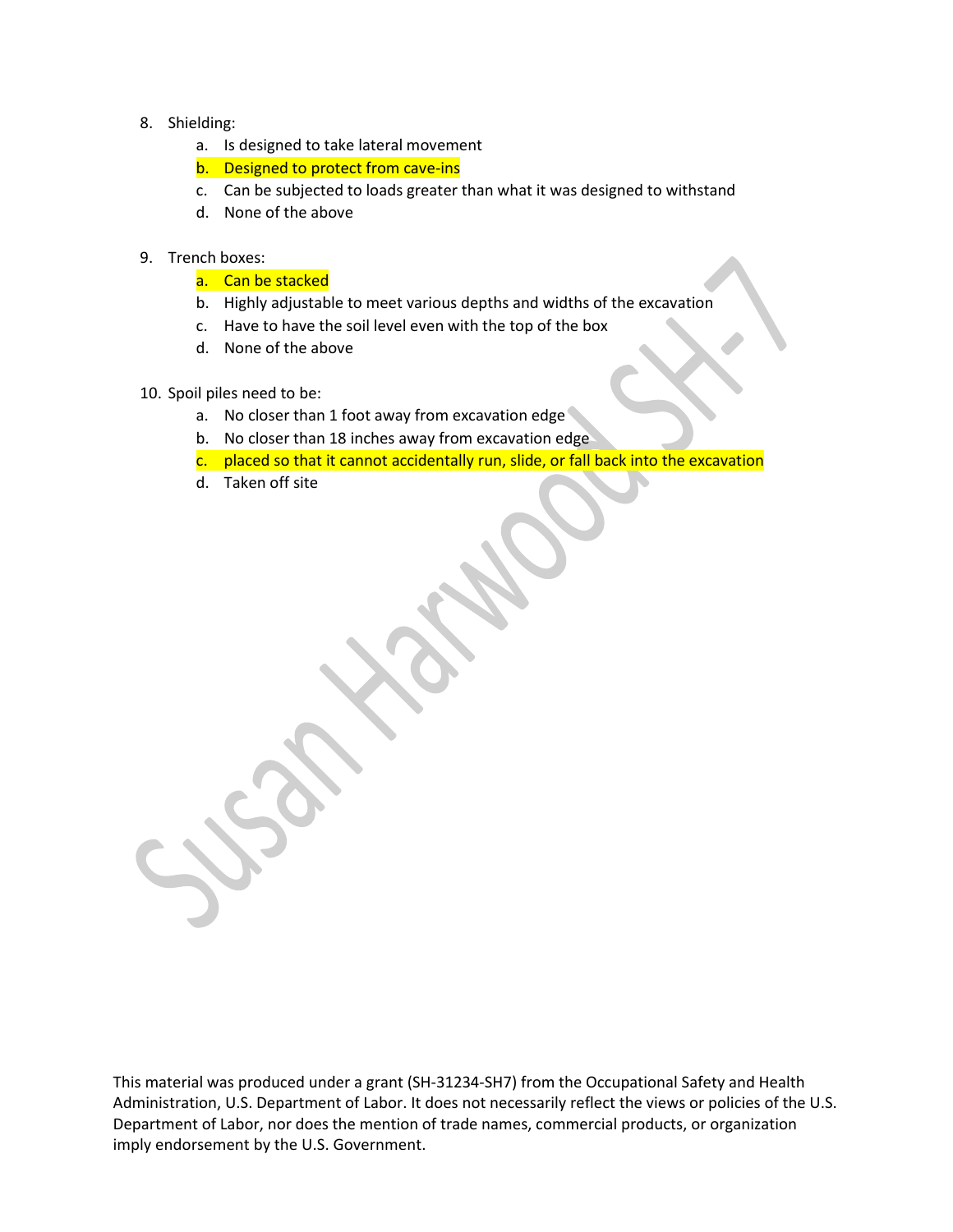8. Shielding:
    a. Is designed to take lateral movement
    b. Designed to protect from cave-ins
    c. Can be subjected to loads greater than what it was designed to withstand
    d. None of the above

9. Trench boxes:
    a. Can be stacked
    b. Highly adjustable to meet various depths and widths of the excavation
    c. Have to have the soil level even with the top of the box
    d. None of the above

10. Spoil piles need to be:
    a. No closer than 1 foot away from excavation edge
    b. No closer than 18 inches away from excavation edge
    c. placed so that it cannot accidentally run, slide, or fall back into the excavation
    d. Taken off site

This material was produced under a grant (SH-31234-SH7) from the Occupational Safety and Health Administration, U.S. Department of Labor. It does not necessarily reflect the views or policies of the U.S. Department of Labor, nor does the mention of trade names, commercial products, or organization imply endorsement by the U.S. Government.